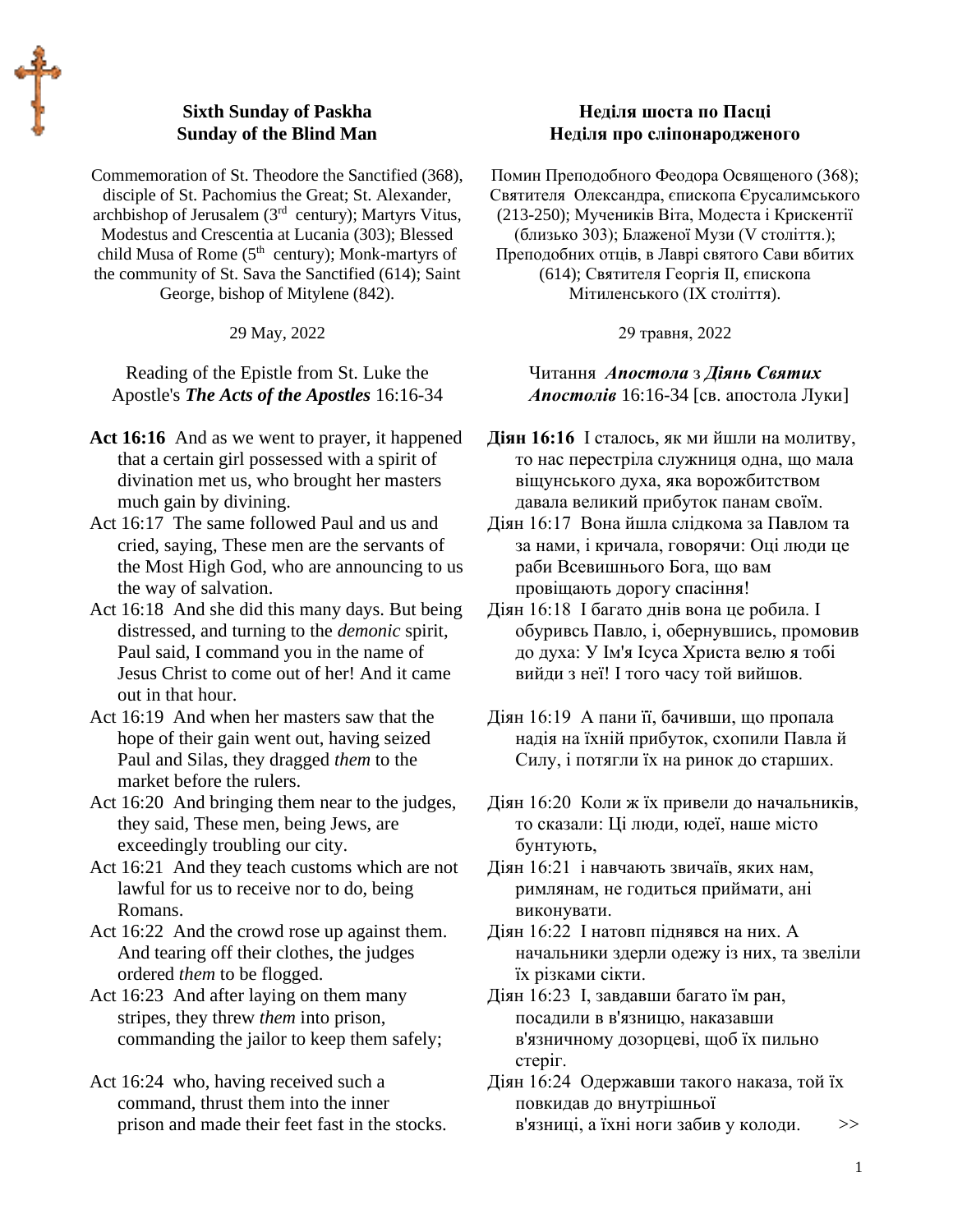## Sixth Sunday of Paskha
## Sunday of the Blind Man

Commemoration of St. Theodore the Sanctified (368), disciple of St. Pachomius the Great; St. Alexander, archbishop of Jerusalem (3rd century); Martyrs Vitus, Modestus and Crescentia at Lucania (303); Blessed child Musa of Rome (5th century); Monk-martyrs of the community of St. Sava the Sanctified (614); Saint George, bishop of Mitylene (842).

29 May, 2022

Reading of the Epistle from St. Luke the Apostle's ***The Acts of the Apostles*** 16:16-34

**Act 16:16** And as we went to prayer, it happened that a certain girl possessed with a spirit of divination met us, who brought her masters much gain by divining.

Act 16:17 The same followed Paul and us and cried, saying, These men are the servants of the Most High God, who are announcing to us the way of salvation.

Act 16:18 And she did this many days. But being distressed, and turning to the *demonic* spirit, Paul said, I command you in the name of Jesus Christ to come out of her! And it came out in that hour.

Act 16:19 And when her masters saw that the hope of their gain went out, having seized Paul and Silas, they dragged *them* to the market before the rulers.

Act 16:20 And bringing them near to the judges, they said, These men, being Jews, are exceedingly troubling our city.

Act 16:21 And they teach customs which are not lawful for us to receive nor to do, being Romans.

Act 16:22 And the crowd rose up against them. And tearing off their clothes, the judges ordered *them* to be flogged.

Act 16:23 And after laying on them many stripes, they threw *them* into prison, commanding the jailor to keep them safely;

Act 16:24 who, having received such a command, thrust them into the inner prison and made their feet fast in the stocks.

## Неділя шоста по Пасці
## Неділя про сліпонародженого

Помин Преподобного Феодора Освященого (368); Святителя Олександра, єпископа Єрусалимського (213-250); Мучеників Віта, Модеста і Крискентії (близько 303); Блаженої Музи (V століття.); Преподобних отців, в Лаврі святого Сави вбитих (614); Святителя Георгія II, єпископа Мітиленського (IX століття).

29 травня, 2022

Читання ***Апостола*** з ***Діянь Святих Апостолів*** 16:16-34 [св. апостола Луки]

**Діян 16:16** І сталось, як ми йшли на молитву, то нас перестріла служниця одна, що мала віщунського духа, яка ворожбитством давала великий прибуток панам своїм.

Діян 16:17 Вона йшла слідкома за Павлом та за нами, і кричала, говорячи: Оці люди це раби Всевишнього Бога, що вам провіщають дорогу спасіння!

Діян 16:18 І багато днів вона це робила. І обуривсь Павло, і, обернувшись, промовив до духа: У Ім'я Ісуса Христа велю я тобі вийди з неї! І того часу той вийшов.

Діян 16:19 А пани її, бачивши, що пропала надія на їхній прибуток, схопили Павла й Силу, і потягли їх на ринок до старших.

Діян 16:20 Коли ж їх привели до начальників, то сказали: Ці люди, юдеї, наше місто бунтують,

Діян 16:21 і навчають звичаїв, яких нам, римлянам, не годиться приймати, ані виконувати.

Діян 16:22 І натовп піднявся на них. А начальники здерли одежу із них, та звеліли їх різками сікти.

Діян 16:23 І, завдавши багато їм ран, посадили в в'язницю, наказавши в'язничному дозорцеві, щоб їх пильно стеріг.

Діян 16:24 Одержавши такого наказа, той їх повкидав до внутрішньої в'язниці, а їхні ноги забив у колоди. >>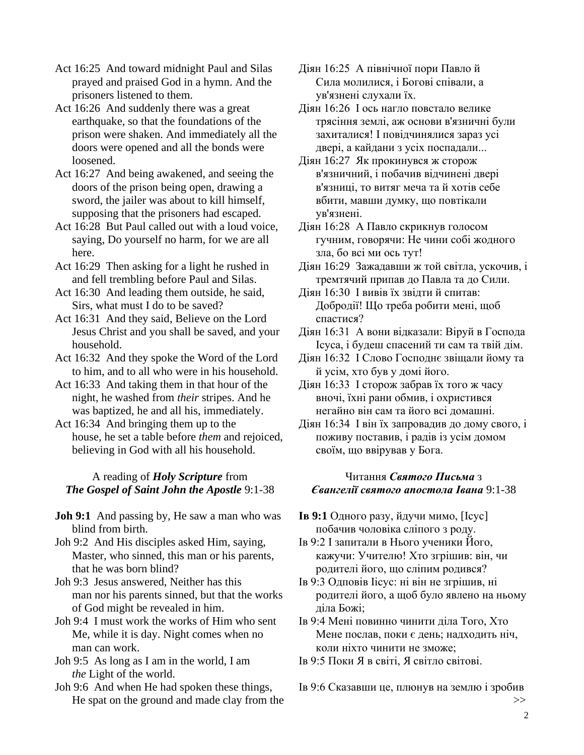Act 16:25 And toward midnight Paul and Silas prayed and praised God in a hymn. And the prisoners listened to them.

Act 16:26 And suddenly there was a great earthquake, so that the foundations of the prison were shaken. And immediately all the doors were opened and all the bonds were loosened.

Act 16:27 And being awakened, and seeing the doors of the prison being open, drawing a sword, the jailer was about to kill himself, supposing that the prisoners had escaped.

Act 16:28 But Paul called out with a loud voice, saying, Do yourself no harm, for we are all here.

Act 16:29 Then asking for a light he rushed in and fell trembling before Paul and Silas.

Act 16:30 And leading them outside, he said, Sirs, what must I do to be saved?

Act 16:31 And they said, Believe on the Lord Jesus Christ and you shall be saved, and your household.

Act 16:32 And they spoke the Word of the Lord to him, and to all who were in his household.

Act 16:33 And taking them in that hour of the night, he washed from *their* stripes. And he was baptized, he and all his, immediately.

Act 16:34 And bringing them up to the house, he set a table before *them* and rejoiced, believing in God with all his household.

Діян 16:25 А північної пори Павло й Сила молилися, і Богові співали, а ув'язнені слухали їх.

Діян 16:26 І ось нагло повстало велике трясіння землі, аж основи в'язничні були захиталися! І повідчинялися зараз усі двері, а кайдани з усіх поспадали...

Діян 16:27 Як прокинувся ж сторож в'язничний, і побачив відчинені двері в'язниці, то витяг меча та й хотів себе вбити, мавши думку, що повтікали ув'язнені.

Діян 16:28 А Павло скрикнув голосом гучним, говорячи: Не чини собі жодного зла, бо всі ми ось тут!

Діян 16:29 Зажадавши ж той світла, ускочив, і тремтячий припав до Павла та до Сили.

Діян 16:30 І вивів їх звідти й спитав: Добродії! Що треба робити мені, щоб спастися?

Діян 16:31 А вони відказали: Віруй в Господа Ісуса, і будеш спасений ти сам та твій дім.

Діян 16:32 І Слово Господнє звіщали йому та й усім, хто був у домі його.

Діян 16:33 І сторож забрав їх того ж часу вночі, їхні рани обмив, і охристився негайно він сам та його всі домашні.

Діян 16:34 І він їх запровадив до дому свого, і поживу поставив, і радів із усім домом своїм, що ввірував у Бога.

A reading of ***Holy Scripture*** from
***The Gospel of Saint John the Apostle*** 9:1-38

Читання ***Святого Письма*** з
***Євангелії святого апостола Івана*** 9:1-38

**Joh 9:1** And passing by, He saw a man who was blind from birth.

Joh 9:2 And His disciples asked Him, saying, Master, who sinned, this man or his parents, that he was born blind?

Joh 9:3 Jesus answered, Neither has this man nor his parents sinned, but that the works of God might be revealed in him.

Joh 9:4 I must work the works of Him who sent Me, while it is day. Night comes when no man can work.

Joh 9:5 As long as I am in the world, I am *the* Light of the world.

Joh 9:6 And when He had spoken these things, He spat on the ground and made clay from the

**Ів 9:1** Одного разу, йдучи мимо, [Ісус] побачив чоловіка сліпого з роду.

Ів 9:2 І запитали в Нього ученики Його, кажучи: Учителю! Хто згрішив: він, чи родителі його, що сліпим родився?

Ів 9:3 Одповів Ісус: ні він не згрішив, ні родителі його, а щоб було явлено на ньому діла Божі;

Ів 9:4 Мені повинно чинити діла Того, Хто Мене послав, поки є день; надходить ніч, коли ніхто чинити не зможе;

Ів 9:5 Поки Я в світі, Я світло світові.

Ів 9:6 Сказавши це, плюнув на землю і зробив

>>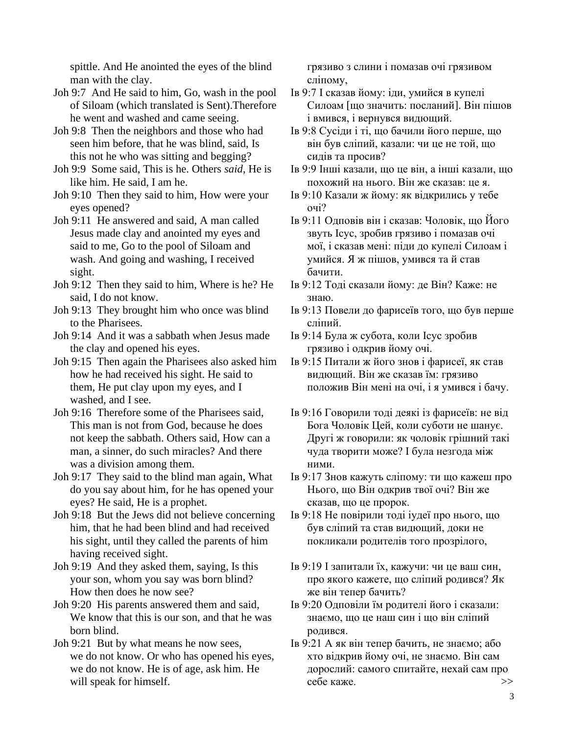spittle. And He anointed the eyes of the blind man with the clay.

Joh 9:7 And He said to him, Go, wash in the pool of Siloam (which translated is Sent).Therefore he went and washed and came seeing.

Joh 9:8 Then the neighbors and those who had seen him before, that he was blind, said, Is this not he who was sitting and begging?

Joh 9:9 Some said, This is he. Others *said*, He is like him. He said, I am he.

Joh 9:10 Then they said to him, How were your eyes opened?

Joh 9:11 He answered and said, A man called Jesus made clay and anointed my eyes and said to me, Go to the pool of Siloam and wash. And going and washing, I received sight.

Joh 9:12 Then they said to him, Where is he? He said, I do not know.

Joh 9:13 They brought him who once was blind to the Pharisees.

Joh 9:14 And it was a sabbath when Jesus made the clay and opened his eyes.

Joh 9:15 Then again the Pharisees also asked him how he had received his sight. He said to them, He put clay upon my eyes, and I washed, and I see.

Joh 9:16 Therefore some of the Pharisees said, This man is not from God, because he does not keep the sabbath. Others said, How can a man, a sinner, do such miracles? And there was a division among them.

Joh 9:17 They said to the blind man again, What do you say about him, for he has opened your eyes? He said, He is a prophet.

Joh 9:18 But the Jews did not believe concerning him, that he had been blind and had received his sight, until they called the parents of him having received sight.

Joh 9:19 And they asked them, saying, Is this your son, whom you say was born blind? How then does he now see?

Joh 9:20 His parents answered them and said, We know that this is our son, and that he was born blind.

Joh 9:21 But by what means he now sees, we do not know. Or who has opened his eyes, we do not know. He is of age, ask him. He will speak for himself.

грязиво з слини і помазав очі грязивом сліпому,

Ів 9:7 І сказав йому: іди, умийся в купелі Силоам [що значить: посланий]. Він пішов і вмився, і вернувся видющий.

Ів 9:8 Сусіди і ті, що бачили його перше, що він був сліпий, казали: чи це не той, що сидів та просив?

Ів 9:9 Інші казали, що це він, а інші казали, що похожий на нього. Він же сказав: це я.

Ів 9:10 Казали ж йому: як відкрились у тебе очі?

Ів 9:11 Одповів він і сказав: Чоловік, що Його звуть Ісус, зробив грязиво і помазав очі мої, і сказав мені: піди до купелі Силоам і умийся. Я ж пішов, умився та й став бачити.

Ів 9:12 Тоді сказали йому: де Він? Каже: не знаю.

Ів 9:13 Повели до фарисеїв того, що був перше сліпий.

Ів 9:14 Була ж субота, коли Ісус зробив грязиво і одкрив йому очі.

Ів 9:15 Питали ж його знов і фарисеї, як став видющий. Він же сказав їм: грязиво положив Він мені на очі, і я умився і бачу.

Ів 9:16 Говорили тоді деякі із фарисеїв: не від Бога Чоловік Цей, коли суботи не шанує. Другі ж говорили: як чоловік грішний такі чуда творити може? І була незгода між ними.

Ів 9:17 Знов кажуть сліпому: ти що кажеш про Нього, що Він одкрив твої очі? Він же сказав, що це пророк.

Ів 9:18 Не повірили тоді іудеї про нього, що був сліпий та став видющий, доки не покликали родителів того прозрілого,

Ів 9:19 І запитали їх, кажучи: чи це ваш син, про якого кажете, що сліпий родився? Як же він тепер бачить?

Ів 9:20 Одповіли їм родителі його і сказали: знаємо, що це наш син і що він сліпий родився.

Ів 9:21 А як він тепер бачить, не знаємо; або хто відкрив йому очі, не знаємо. Він сам дорослий: самого спитайте, нехай сам про себе каже. >>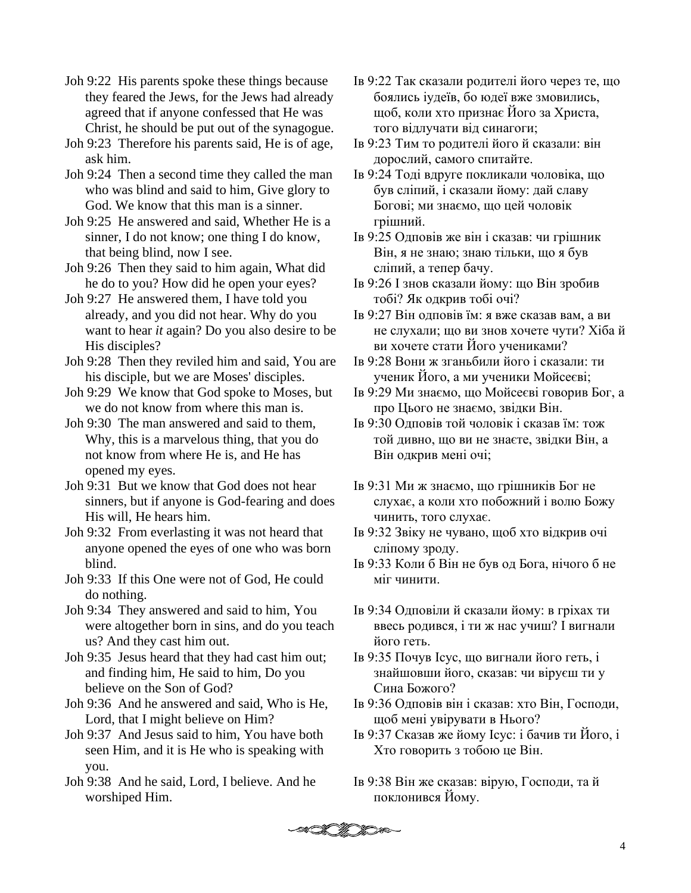Joh 9:22 His parents spoke these things because they feared the Jews, for the Jews had already agreed that if anyone confessed that He was Christ, he should be put out of the synagogue.

Joh 9:23 Therefore his parents said, He is of age, ask him.

Joh 9:24 Then a second time they called the man who was blind and said to him, Give glory to God. We know that this man is a sinner.

Joh 9:25 He answered and said, Whether He is a sinner, I do not know; one thing I do know, that being blind, now I see.

Joh 9:26 Then they said to him again, What did he do to you? How did he open your eyes?

Joh 9:27 He answered them, I have told you already, and you did not hear. Why do you want to hear *it* again? Do you also desire to be His disciples?

Joh 9:28 Then they reviled him and said, You are his disciple, but we are Moses' disciples.

Joh 9:29 We know that God spoke to Moses, but we do not know from where this man is.

Joh 9:30 The man answered and said to them, Why, this is a marvelous thing, that you do not know from where He is, and He has opened my eyes.

Joh 9:31 But we know that God does not hear sinners, but if anyone is God-fearing and does His will, He hears him.

Joh 9:32 From everlasting it was not heard that anyone opened the eyes of one who was born blind.

Joh 9:33 If this One were not of God, He could do nothing.

Joh 9:34 They answered and said to him, You were altogether born in sins, and do you teach us? And they cast him out.

Joh 9:35 Jesus heard that they had cast him out; and finding him, He said to him, Do you believe on the Son of God?

Joh 9:36 And he answered and said, Who is He, Lord, that I might believe on Him?

Joh 9:37 And Jesus said to him, You have both seen Him, and it is He who is speaking with you.

Joh 9:38 And he said, Lord, I believe. And he worshiped Him.

Ів 9:22 Так сказали родителі його через те, що боялись іудеїв, бо юдеї вже змовились, щоб, коли хто признає Його за Христа, того відлучати від синагоги;

Ів 9:23 Тим то родителі його й сказали: він дорослий, самого спитайте.

Ів 9:24 Тоді вдруге покликали чоловіка, що був сліпий, і сказали йому: дай славу Богові; ми знаємо, що цей чоловік грішний.

Ів 9:25 Одповів же він і сказав: чи грішник Він, я не знаю; знаю тільки, що я був сліпий, а тепер бачу.

Ів 9:26 І знов сказали йому: що Він зробив тобі? Як одкрив тобі очі?

Ів 9:27 Він одповів їм: я вже сказав вам, а ви не слухали; що ви знов хочете чути? Хіба й ви хочете стати Його учениками?

Ів 9:28 Вони ж зганьбили його і сказали: ти ученик Його, а ми ученики Мойсеєві;

Ів 9:29 Ми знаємо, що Мойсеєві говорив Бог, а про Цього не знаємо, звідки Він.

Ів 9:30 Одповів той чоловік і сказав їм: тож той дивно, що ви не знаєте, звідки Він, а Він одкрив мені очі;

Ів 9:31 Ми ж знаємо, що грішників Бог не слухає, а коли хто побожний і волю Божу чинить, того слухає.

Ів 9:32 Звіку не чувано, щоб хто відкрив очі сліпому зроду.

Ів 9:33 Коли б Він не був од Бога, нічого б не міг чинити.

Ів 9:34 Одповіли й сказали йому: в гріхах ти ввесь родився, і ти ж нас учиш? І вигнали його геть.

Ів 9:35 Почув Ісус, що вигнали його геть, і знайшовши його, сказав: чи віруєш ти у Сина Божого?

Ів 9:36 Одповів він і сказав: хто Він, Господи, щоб мені увірувати в Нього?

Ів 9:37 Сказав же йому Ісус: і бачив ти Його, і Хто говорить з тобою це Він.

Ів 9:38 Він же сказав: вірую, Господи, та й поклонився Йому.